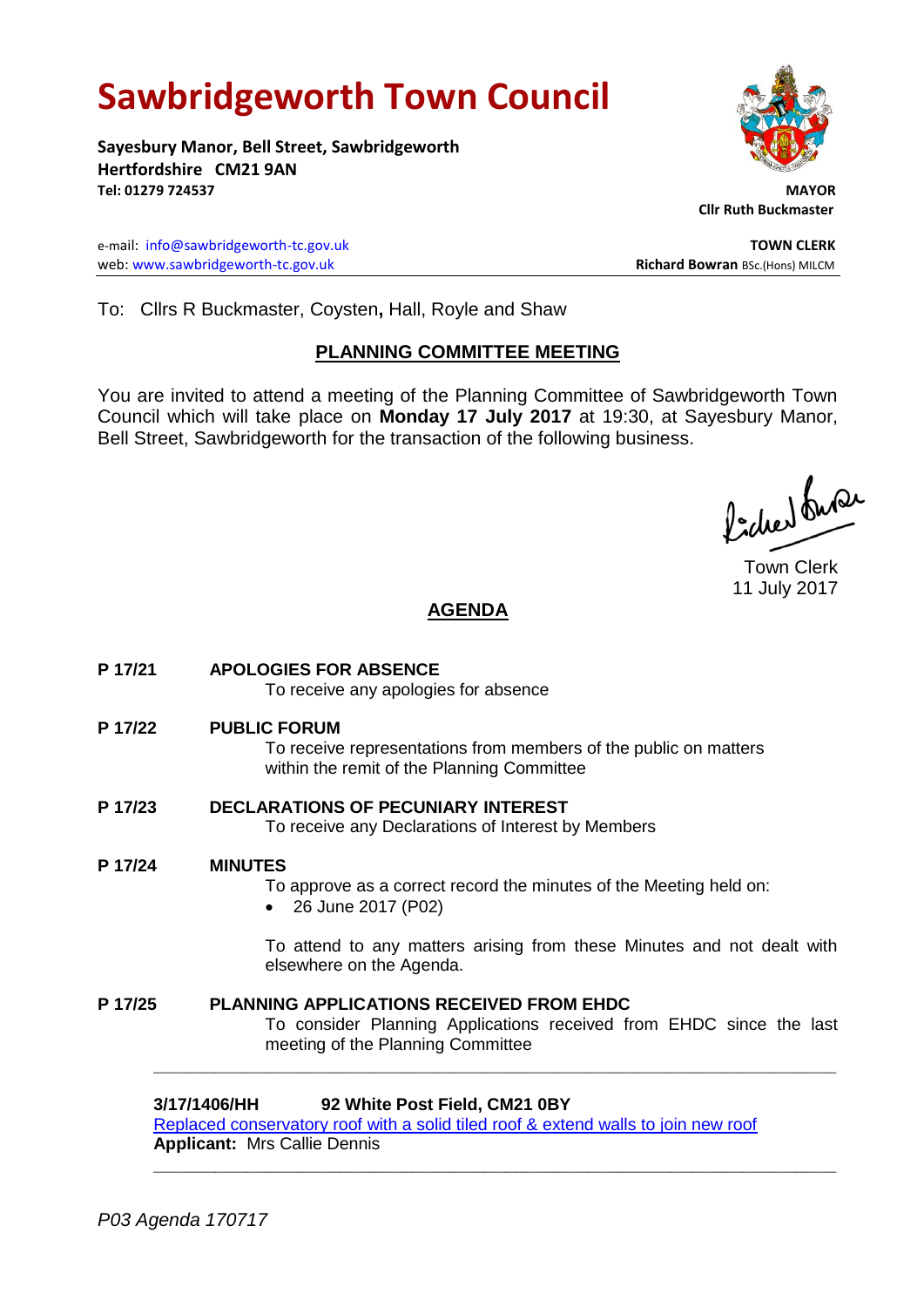# Sawbridgeworth Town Council

**Sayesbury Manor, Bell Street, Sawbridgeworth**
**Hertfordshire CM21 9AN**
**Tel: 01279 724537**

**MAYOR**
**Cllr Ruth Buckmaster**

e-mail: info@sawbridgeworth-tc.gov.uk
web: www.sawbridgeworth-tc.gov.uk

**TOWN CLERK**
**Richard Bowran** BSc.(Hons) MILCM

To: Cllrs R Buckmaster, Coysten**,** Hall, Royle and Shaw

## PLANNING COMMITTEE MEETING

You are invited to attend a meeting of the Planning Committee of Sawbridgeworth Town Council which will take place on **Monday 17 July 2017** at 19:30, at Sayesbury Manor, Bell Street, Sawbridgeworth for the transaction of the following business.

Town Clerk
11 July 2017

## AGENDA

**P 17/21 APOLOGIES FOR ABSENCE**
To receive any apologies for absence

**P 17/22 PUBLIC FORUM**
To receive representations from members of the public on matters within the remit of the Planning Committee

**P 17/23 DECLARATIONS OF PECUNIARY INTEREST**
To receive any Declarations of Interest by Members

**P 17/24 MINUTES**
To approve as a correct record the minutes of the Meeting held on:

- 26 June 2017 (P02)

To attend to any matters arising from these Minutes and not dealt with elsewhere on the Agenda.

**P 17/25 PLANNING APPLICATIONS RECEIVED FROM EHDC**
To consider Planning Applications received from EHDC since the last meeting of the Planning Committee

---

**3/17/1406/HH 92 White Post Field, CM21 0BY**
Replaced conservatory roof with a solid tiled roof & extend walls to join new roof
**Applicant:** Mrs Callie Dennis

---

*P03 Agenda 170717*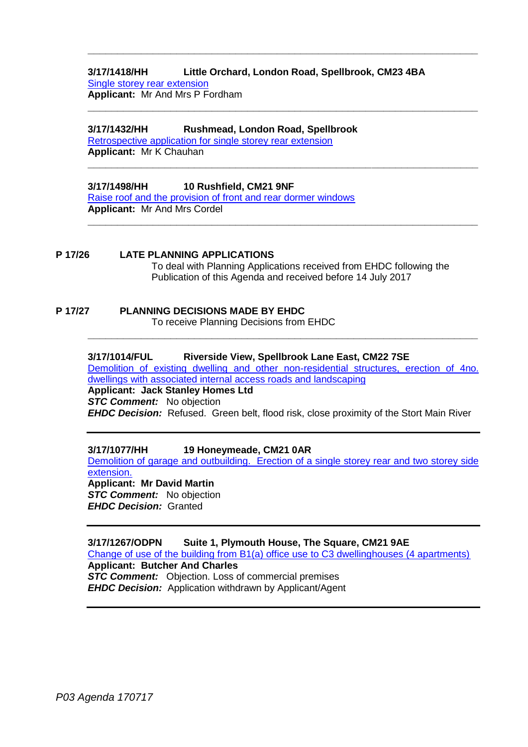---

**3/17/1418/HH Little Orchard, London Road, Spellbrook, CM23 4BA**
Single storey rear extension
**Applicant:** Mr And Mrs P Fordham

---

**3/17/1432/HH Rushmead, London Road, Spellbrook**
Retrospective application for single storey rear extension
**Applicant:** Mr K Chauhan

---

**3/17/1498/HH 10 Rushfield, CM21 9NF**
Raise roof and the provision of front and rear dormer windows
**Applicant:** Mr And Mrs Cordel

---

**P 17/26 LATE PLANNING APPLICATIONS**
To deal with Planning Applications received from EHDC following the Publication of this Agenda and received before 14 July 2017

**P 17/27 PLANNING DECISIONS MADE BY EHDC**
To receive Planning Decisions from EHDC

---

**3/17/1014/FUL Riverside View, Spellbrook Lane East, CM22 7SE**
Demolition of existing dwelling and other non-residential structures, erection of 4no. dwellings with associated internal access roads and landscaping
**Applicant: Jack Stanley Homes Ltd**
***STC Comment:*** No objection
***EHDC Decision:*** Refused. Green belt, flood risk, close proximity of the Stort Main River

---

**3/17/1077/HH 19 Honeymeade, CM21 0AR**
Demolition of garage and outbuilding. Erection of a single storey rear and two storey side extension.
**Applicant: Mr David Martin**
***STC Comment:*** No objection
***EHDC Decision:*** Granted

---

**3/17/1267/ODPN Suite 1, Plymouth House, The Square, CM21 9AE**
Change of use of the building from B1(a) office use to C3 dwellinghouses (4 apartments)
**Applicant: Butcher And Charles**
***STC Comment:*** Objection. Loss of commercial premises
***EHDC Decision:*** Application withdrawn by Applicant/Agent

---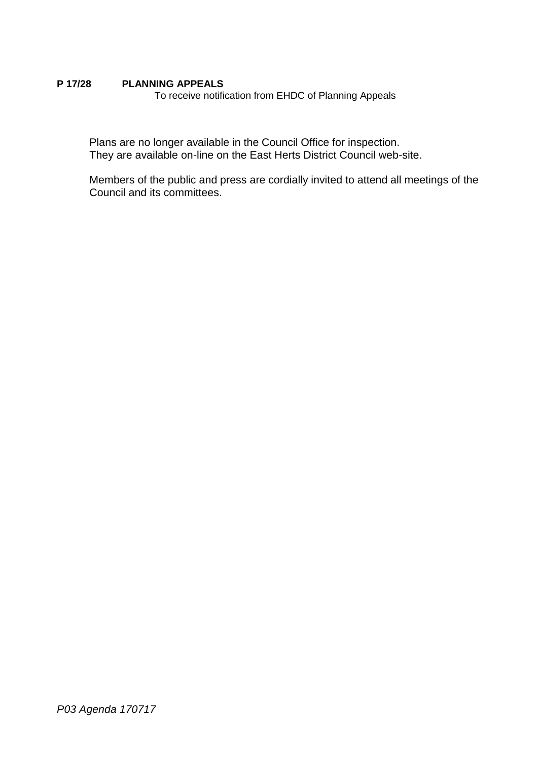**P 17/28 PLANNING APPEALS**

To receive notification from EHDC of Planning Appeals

Plans are no longer available in the Council Office for inspection.
They are available on-line on the East Herts District Council web-site.

Members of the public and press are cordially invited to attend all meetings of the Council and its committees.

*P03 Agenda 170717*